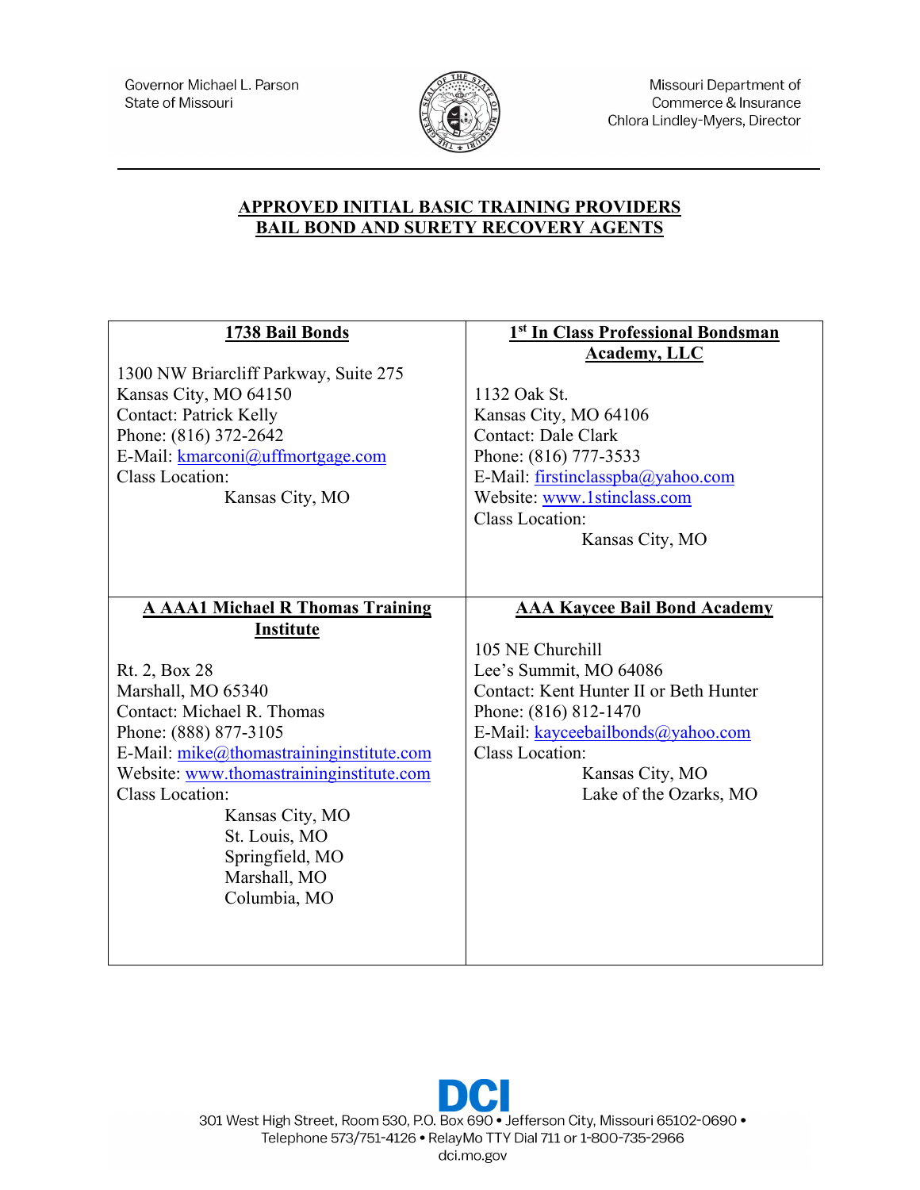Governor Michael L. Parson
State of Missouri

Missouri Department of
Commerce & Insurance
Chlora Lindley-Myers, Director

# APPROVED INITIAL BASIC TRAINING PROVIDERS
# BAIL BOND AND SURETY RECOVERY AGENTS

| **1738 Bail Bonds** | **1st In Class Professional Bondsman Academy, LLC** |
|---|---|
| 1300 NW Briarcliff Parkway, Suite 275<br>Kansas City, MO 64150<br>Contact: Patrick Kelly<br>Phone: (816) 372-2642<br>E-Mail: kmarconi@uffmortgage.com<br>Class Location:<br>Kansas City, MO | 1132 Oak St.<br>Kansas City, MO 64106<br>Contact: Dale Clark<br>Phone: (816) 777-3533<br>E-Mail: firstinclasspba@yahoo.com<br>Website: www.1stinclass.com<br>Class Location:<br>Kansas City, MO |
| **A AAA1 Michael R Thomas Training Institute** | **AAA Kaycee Bail Bond Academy** |
| Rt. 2, Box 28<br>Marshall, MO 65340<br>Contact: Michael R. Thomas<br>Phone: (888) 877-3105<br>E-Mail: mike@thomastraininginstitute.com<br>Website: www.thomastraininginstitute.com<br>Class Location:<br>Kansas City, MO<br>St. Louis, MO<br>Springfield, MO<br>Marshall, MO<br>Columbia, MO | 105 NE Churchill<br>Lee's Summit, MO 64086<br>Contact: Kent Hunter II or Beth Hunter<br>Phone: (816) 812-1470<br>E-Mail: kayceebailbonds@yahoo.com<br>Class Location:<br>Kansas City, MO<br>Lake of the Ozarks, MO |

DCI
301 West High Street, Room 530, P.O. Box 690 • Jefferson City, Missouri 65102-0690 •
Telephone 573/751-4126 • RelayMo TTY Dial 711 or 1-800-735-2966
dci.mo.gov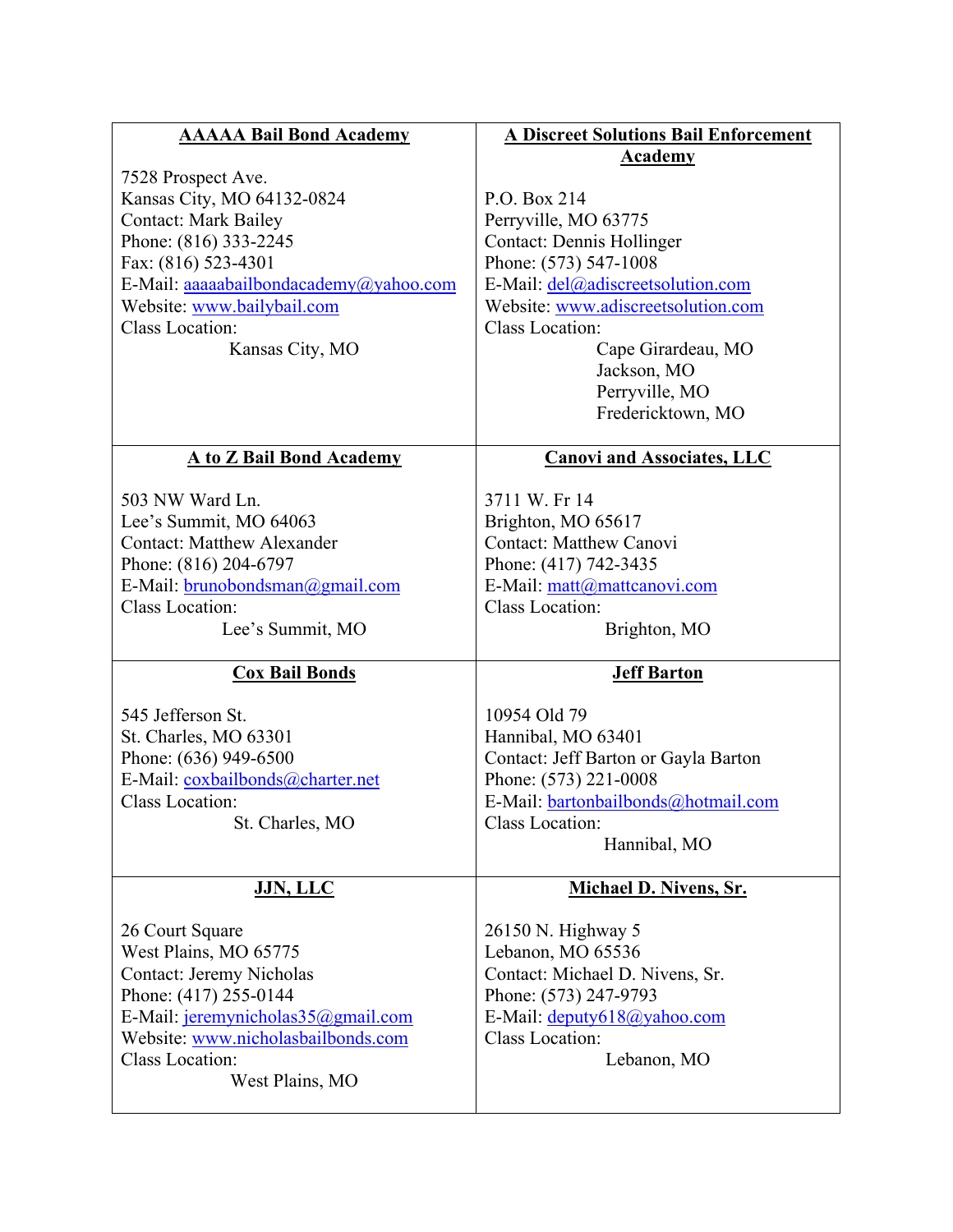| **AAAAA Bail Bond Academy** | **A Discreet Solutions Bail Enforcement Academy** |
|---|---|
| 7528 Prospect Ave.<br>Kansas City, MO 64132-0824<br>Contact: Mark Bailey<br>Phone: (816) 333-2245<br>Fax: (816) 523-4301<br>E-Mail: aaaaabailbondacademy@yahoo.com<br>Website: www.bailybail.com<br>Class Location:<br>Kansas City, MO | P.O. Box 214<br>Perryville, MO 63775<br>Contact: Dennis Hollinger<br>Phone: (573) 547-1008<br>E-Mail: del@adiscreetsolution.com<br>Website: www.adiscreetsolution.com<br>Class Location:<br>Cape Girardeau, MO<br>Jackson, MO<br>Perryville, MO<br>Fredericktown, MO |
| **A to Z Bail Bond Academy** | **Canovi and Associates, LLC** |
| 503 NW Ward Ln.<br>Lee's Summit, MO 64063<br>Contact: Matthew Alexander<br>Phone: (816) 204-6797<br>E-Mail: brunobondsman@gmail.com<br>Class Location:<br>Lee's Summit, MO | 3711 W. Fr 14<br>Brighton, MO 65617<br>Contact: Matthew Canovi<br>Phone: (417) 742-3435<br>E-Mail: matt@mattcanovi.com<br>Class Location:<br>Brighton, MO |
| **Cox Bail Bonds** | **Jeff Barton** |
| 545 Jefferson St.<br>St. Charles, MO 63301<br>Phone: (636) 949-6500<br>E-Mail: coxbailbonds@charter.net<br>Class Location:<br>St. Charles, MO | 10954 Old 79<br>Hannibal, MO 63401<br>Contact: Jeff Barton or Gayla Barton<br>Phone: (573) 221-0008<br>E-Mail: bartonbailbonds@hotmail.com<br>Class Location:<br>Hannibal, MO |
| **JJN, LLC** | **Michael D. Nivens, Sr.** |
| 26 Court Square<br>West Plains, MO 65775<br>Contact: Jeremy Nicholas<br>Phone: (417) 255-0144<br>E-Mail: jeremynicholas35@gmail.com<br>Website: www.nicholasbailbonds.com<br>Class Location:<br>West Plains, MO | 26150 N. Highway 5<br>Lebanon, MO 65536<br>Contact: Michael D. Nivens, Sr.<br>Phone: (573) 247-9793<br>E-Mail: deputy618@yahoo.com<br>Class Location:<br>Lebanon, MO |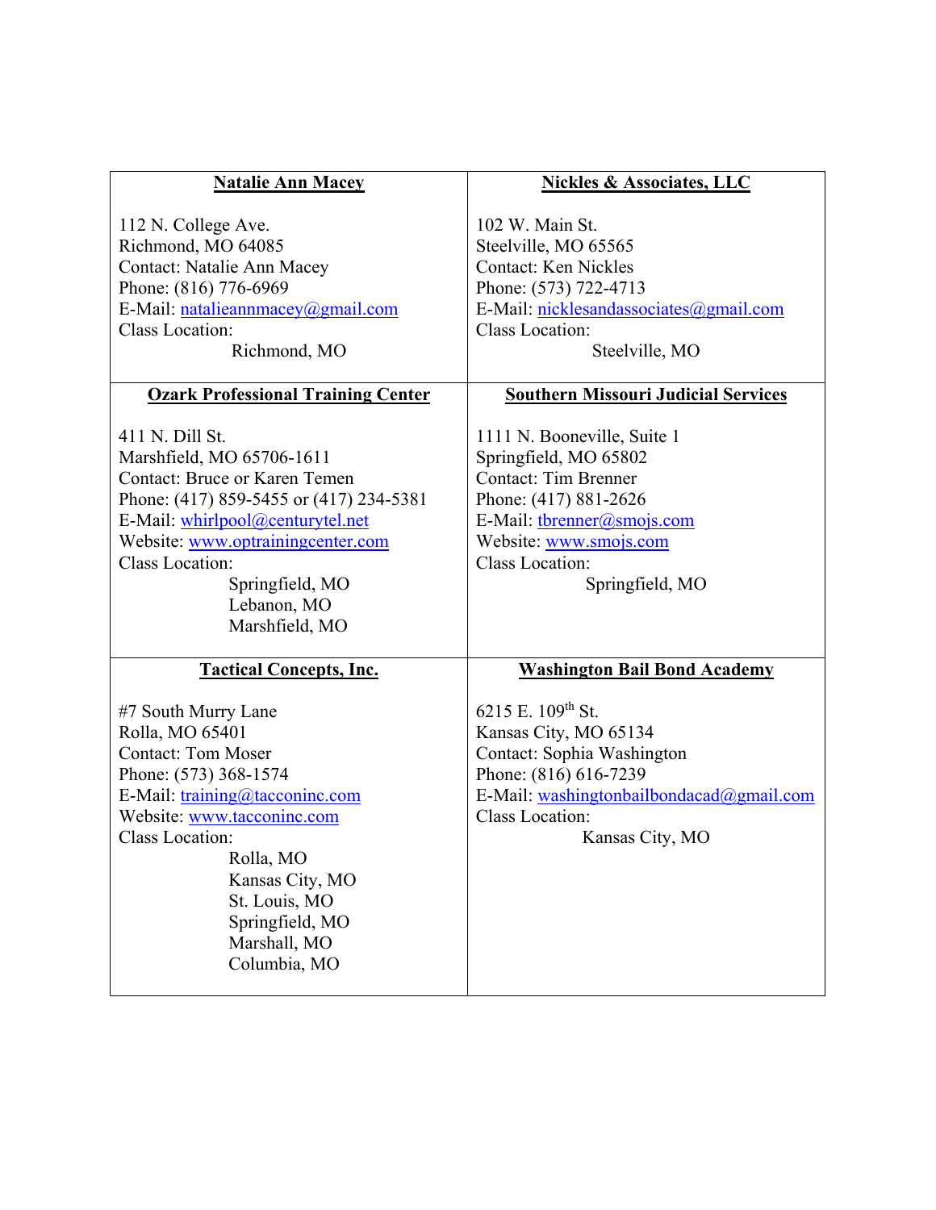| | |
|---|---|
| **Natalie Ann Macey**<br><br>112 N. College Ave.<br>Richmond, MO 64085<br>Contact: Natalie Ann Macey<br>Phone: (816) 776-6969<br>E-Mail: natalieannmacey@gmail.com<br>Class Location:<br>Richmond, MO | **Nickles & Associates, LLC**<br><br>102 W. Main St.<br>Steelville, MO 65565<br>Contact: Ken Nickles<br>Phone: (573) 722-4713<br>E-Mail: nicklesandassociates@gmail.com<br>Class Location:<br>Steelville, MO |
| **Ozark Professional Training Center**<br><br>411 N. Dill St.<br>Marshfield, MO 65706-1611<br>Contact: Bruce or Karen Temen<br>Phone: (417) 859-5455 or (417) 234-5381<br>E-Mail: whirlpool@centurytel.net<br>Website: www.optrainingcenter.com<br>Class Location:<br>Springfield, MO<br>Lebanon, MO<br>Marshfield, MO | **Southern Missouri Judicial Services**<br><br>1111 N. Booneville, Suite 1<br>Springfield, MO 65802<br>Contact: Tim Brenner<br>Phone: (417) 881-2626<br>E-Mail: tbrenner@smojs.com<br>Website: www.smojs.com<br>Class Location:<br>Springfield, MO |
| **Tactical Concepts, Inc.**<br><br>#7 South Murry Lane<br>Rolla, MO 65401<br>Contact: Tom Moser<br>Phone: (573) 368-1574<br>E-Mail: training@tacconinc.com<br>Website: www.tacconinc.com<br>Class Location:<br>Rolla, MO<br>Kansas City, MO<br>St. Louis, MO<br>Springfield, MO<br>Marshall, MO<br>Columbia, MO | **Washington Bail Bond Academy**<br><br>6215 E. 109th St.<br>Kansas City, MO 65134<br>Contact: Sophia Washington<br>Phone: (816) 616-7239<br>E-Mail: washingtonbailbondacad@gmail.com<br>Class Location:<br>Kansas City, MO |